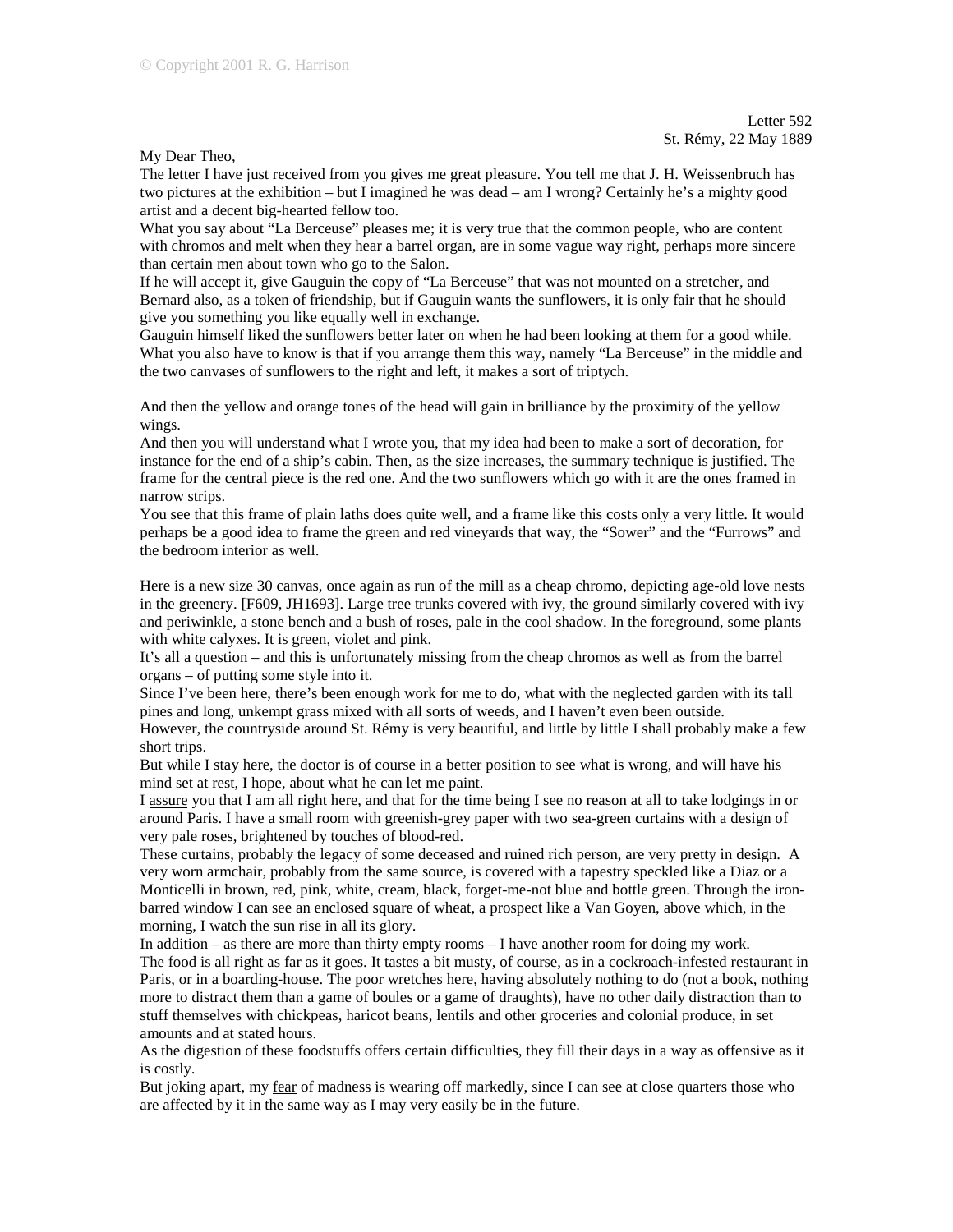© Copyright 2001 R. G. Harrison

Letter 592
St. Rémy, 22 May 1889

My Dear Theo,

The letter I have just received from you gives me great pleasure. You tell me that J. H. Weissenbruch has two pictures at the exhibition – but I imagined he was dead – am I wrong? Certainly he's a mighty good artist and a decent big-hearted fellow too.

What you say about "La Berceuse" pleases me; it is very true that the common people, who are content with chromos and melt when they hear a barrel organ, are in some vague way right, perhaps more sincere than certain men about town who go to the Salon.

If he will accept it, give Gauguin the copy of "La Berceuse" that was not mounted on a stretcher, and Bernard also, as a token of friendship, but if Gauguin wants the sunflowers, it is only fair that he should give you something you like equally well in exchange.

Gauguin himself liked the sunflowers better later on when he had been looking at them for a good while. What you also have to know is that if you arrange them this way, namely "La Berceuse" in the middle and the two canvases of sunflowers to the right and left, it makes a sort of triptych.

And then the yellow and orange tones of the head will gain in brilliance by the proximity of the yellow wings.

And then you will understand what I wrote you, that my idea had been to make a sort of decoration, for instance for the end of a ship's cabin. Then, as the size increases, the summary technique is justified. The frame for the central piece is the red one. And the two sunflowers which go with it are the ones framed in narrow strips.

You see that this frame of plain laths does quite well, and a frame like this costs only a very little. It would perhaps be a good idea to frame the green and red vineyards that way, the "Sower" and the "Furrows" and the bedroom interior as well.

Here is a new size 30 canvas, once again as run of the mill as a cheap chromo, depicting age-old love nests in the greenery. [F609, JH1693]. Large tree trunks covered with ivy, the ground similarly covered with ivy and periwinkle, a stone bench and a bush of roses, pale in the cool shadow. In the foreground, some plants with white calyxes. It is green, violet and pink.

It's all a question – and this is unfortunately missing from the cheap chromos as well as from the barrel organs – of putting some style into it.

Since I've been here, there's been enough work for me to do, what with the neglected garden with its tall pines and long, unkempt grass mixed with all sorts of weeds, and I haven't even been outside.

However, the countryside around St. Rémy is very beautiful, and little by little I shall probably make a few short trips.

But while I stay here, the doctor is of course in a better position to see what is wrong, and will have his mind set at rest, I hope, about what he can let me paint.

I <u>assure</u> you that I am all right here, and that for the time being I see no reason at all to take lodgings in or around Paris. I have a small room with greenish-grey paper with two sea-green curtains with a design of very pale roses, brightened by touches of blood-red.

These curtains, probably the legacy of some deceased and ruined rich person, are very pretty in design. A very worn armchair, probably from the same source, is covered with a tapestry speckled like a Diaz or a Monticelli in brown, red, pink, white, cream, black, forget-me-not blue and bottle green. Through the iron-barred window I can see an enclosed square of wheat, a prospect like a Van Goyen, above which, in the morning, I watch the sun rise in all its glory.

In addition – as there are more than thirty empty rooms – I have another room for doing my work.

The food is all right as far as it goes. It tastes a bit musty, of course, as in a cockroach-infested restaurant in Paris, or in a boarding-house. The poor wretches here, having absolutely nothing to do (not a book, nothing more to distract them than a game of boules or a game of draughts), have no other daily distraction than to stuff themselves with chickpeas, haricot beans, lentils and other groceries and colonial produce, in set amounts and at stated hours.

As the digestion of these foodstuffs offers certain difficulties, they fill their days in a way as offensive as it is costly.

But joking apart, my <u>fear</u> of madness is wearing off markedly, since I can see at close quarters those who are affected by it in the same way as I may very easily be in the future.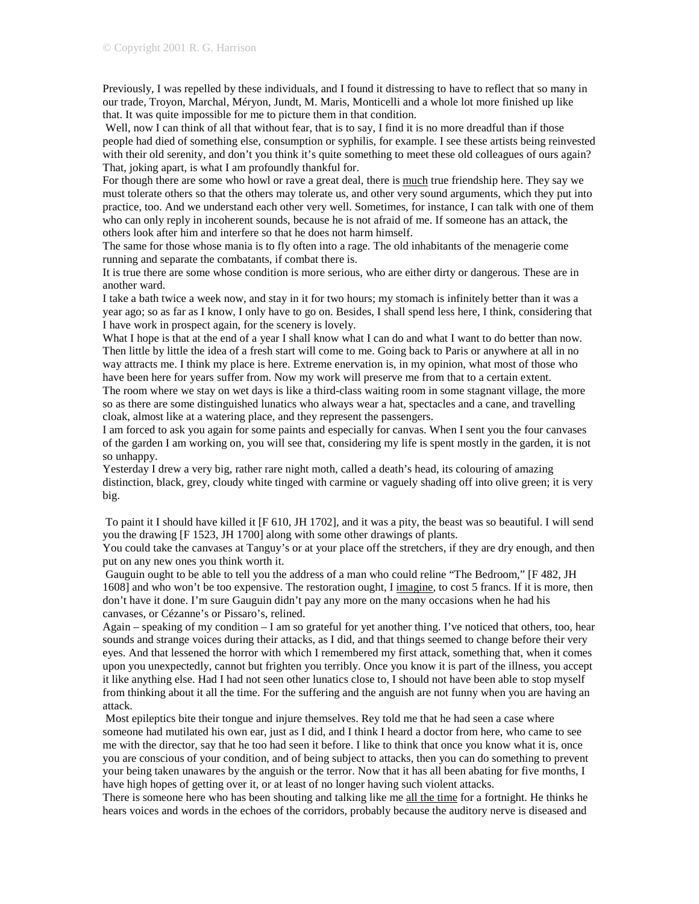Previously, I was repelled by these individuals, and I found it distressing to have to reflect that so many in our trade, Troyon, Marchal, Méryon, Jundt, M. Maris, Monticelli and a whole lot more finished up like that. It was quite impossible for me to picture them in that condition.

Well, now I can think of all that without fear, that is to say, I find it is no more dreadful than if those people had died of something else, consumption or syphilis, for example. I see these artists being reinvested with their old serenity, and don't you think it's quite something to meet these old colleagues of ours again? That, joking apart, is what I am profoundly thankful for.

For though there are some who howl or rave a great deal, there is much true friendship here. They say we must tolerate others so that the others may tolerate us, and other very sound arguments, which they put into practice, too. And we understand each other very well. Sometimes, for instance, I can talk with one of them who can only reply in incoherent sounds, because he is not afraid of me. If someone has an attack, the others look after him and interfere so that he does not harm himself.

The same for those whose mania is to fly often into a rage. The old inhabitants of the menagerie come running and separate the combatants, if combat there is.

It is true there are some whose condition is more serious, who are either dirty or dangerous. These are in another ward.

I take a bath twice a week now, and stay in it for two hours; my stomach is infinitely better than it was a year ago; so as far as I know, I only have to go on. Besides, I shall spend less here, I think, considering that I have work in prospect again, for the scenery is lovely.

What I hope is that at the end of a year I shall know what I can do and what I want to do better than now. Then little by little the idea of a fresh start will come to me. Going back to Paris or anywhere at all in no way attracts me. I think my place is here. Extreme enervation is, in my opinion, what most of those who have been here for years suffer from. Now my work will preserve me from that to a certain extent.

The room where we stay on wet days is like a third-class waiting room in some stagnant village, the more so as there are some distinguished lunatics who always wear a hat, spectacles and a cane, and travelling cloak, almost like at a watering place, and they represent the passengers.

I am forced to ask you again for some paints and especially for canvas. When I sent you the four canvases of the garden I am working on, you will see that, considering my life is spent mostly in the garden, it is not so unhappy.

Yesterday I drew a very big, rather rare night moth, called a death's head, its colouring of amazing distinction, black, grey, cloudy white tinged with carmine or vaguely shading off into olive green; it is very big.

To paint it I should have killed it [F 610, JH 1702], and it was a pity, the beast was so beautiful. I will send you the drawing [F 1523, JH 1700] along with some other drawings of plants.

You could take the canvases at Tanguy's or at your place off the stretchers, if they are dry enough, and then put on any new ones you think worth it.

Gauguin ought to be able to tell you the address of a man who could reline "The Bedroom," [F 482, JH 1608] and who won't be too expensive. The restoration ought, I imagine, to cost 5 francs. If it is more, then don't have it done. I'm sure Gauguin didn't pay any more on the many occasions when he had his canvases, or Cézanne's or Pissaro's, relined.

Again – speaking of my condition – I am so grateful for yet another thing. I've noticed that others, too, hear sounds and strange voices during their attacks, as I did, and that things seemed to change before their very eyes. And that lessened the horror with which I remembered my first attack, something that, when it comes upon you unexpectedly, cannot but frighten you terribly. Once you know it is part of the illness, you accept it like anything else. Had I had not seen other lunatics close to, I should not have been able to stop myself from thinking about it all the time. For the suffering and the anguish are not funny when you are having an attack.

Most epileptics bite their tongue and injure themselves. Rey told me that he had seen a case where someone had mutilated his own ear, just as I did, and I think I heard a doctor from here, who came to see me with the director, say that he too had seen it before. I like to think that once you know what it is, once you are conscious of your condition, and of being subject to attacks, then you can do something to prevent your being taken unawares by the anguish or the terror. Now that it has all been abating for five months, I have high hopes of getting over it, or at least of no longer having such violent attacks.

There is someone here who has been shouting and talking like me all the time for a fortnight. He thinks he hears voices and words in the echoes of the corridors, probably because the auditory nerve is diseased and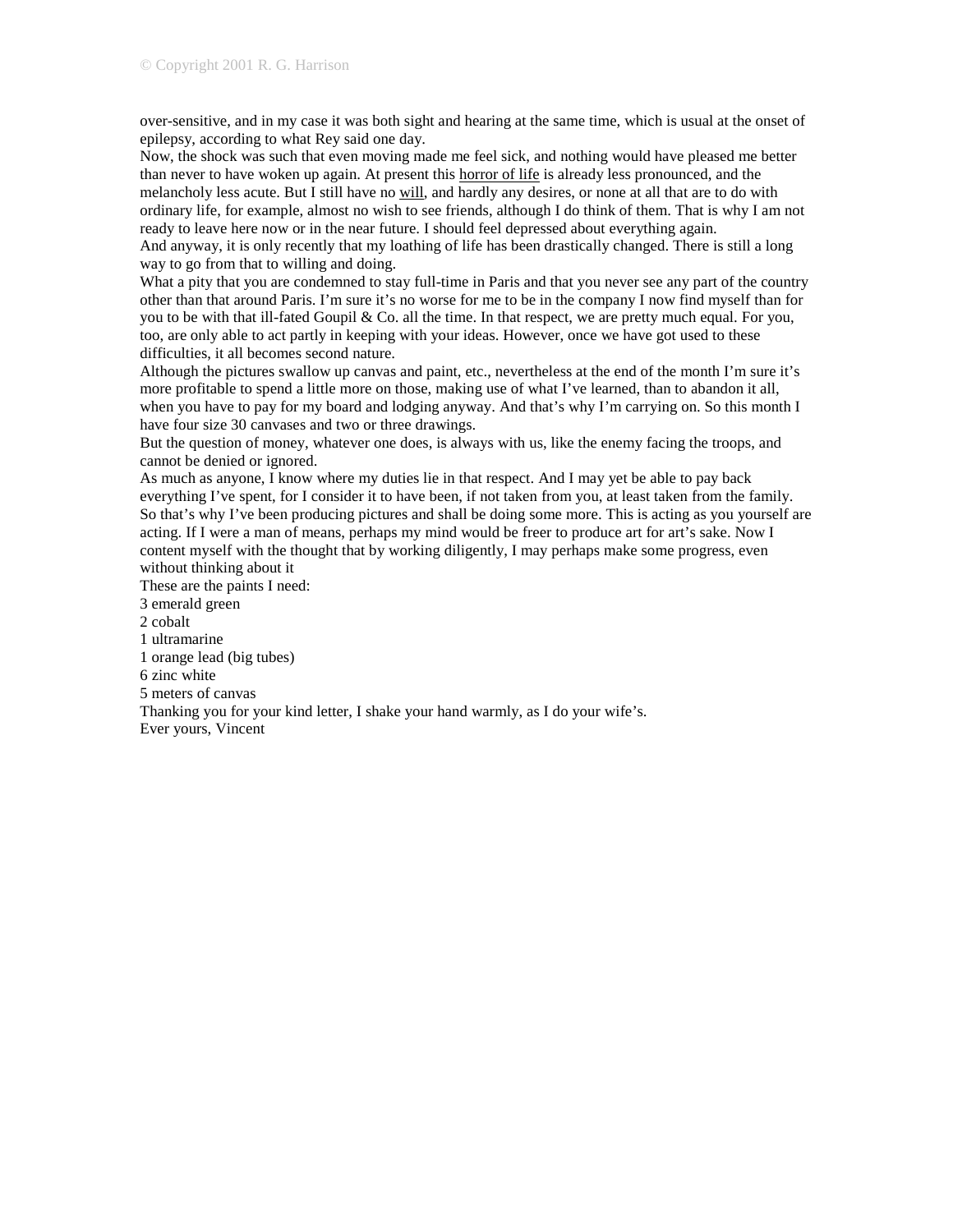over-sensitive, and in my case it was both sight and hearing at the same time, which is usual at the onset of epilepsy, according to what Rey said one day.

Now, the shock was such that even moving made me feel sick, and nothing would have pleased me better than never to have woken up again. At present this <u>horror of life</u> is already less pronounced, and the melancholy less acute. But I still have no <u>will</u>, and hardly any desires, or none at all that are to do with ordinary life, for example, almost no wish to see friends, although I do think of them. That is why I am not ready to leave here now or in the near future. I should feel depressed about everything again.

And anyway, it is only recently that my loathing of life has been drastically changed. There is still a long way to go from that to willing and doing.

What a pity that you are condemned to stay full-time in Paris and that you never see any part of the country other than that around Paris. I'm sure it's no worse for me to be in the company I now find myself than for you to be with that ill-fated Goupil & Co. all the time. In that respect, we are pretty much equal. For you, too, are only able to act partly in keeping with your ideas. However, once we have got used to these difficulties, it all becomes second nature.

Although the pictures swallow up canvas and paint, etc., nevertheless at the end of the month I'm sure it's more profitable to spend a little more on those, making use of what I've learned, than to abandon it all, when you have to pay for my board and lodging anyway. And that's why I'm carrying on. So this month I have four size 30 canvases and two or three drawings.

But the question of money, whatever one does, is always with us, like the enemy facing the troops, and cannot be denied or ignored.

As much as anyone, I know where my duties lie in that respect. And I may yet be able to pay back everything I've spent, for I consider it to have been, if not taken from you, at least taken from the family. So that's why I've been producing pictures and shall be doing some more. This is acting as you yourself are acting. If I were a man of means, perhaps my mind would be freer to produce art for art's sake. Now I content myself with the thought that by working diligently, I may perhaps make some progress, even without thinking about it

These are the paints I need:
3 emerald green
2 cobalt
1 ultramarine
1 orange lead (big tubes)
6 zinc white
5 meters of canvas

Thanking you for your kind letter, I shake your hand warmly, as I do your wife's.

Ever yours, Vincent